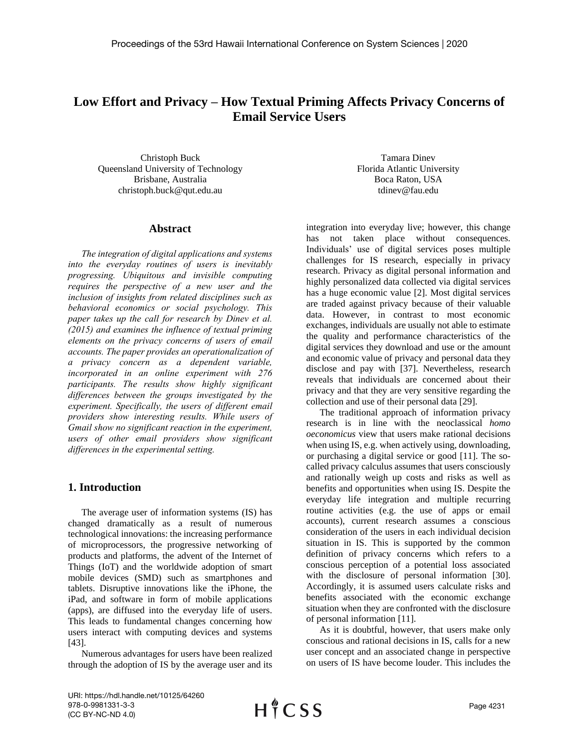# Low Effort and Privacy – How Textual Priming Affects Privacy Concerns of Email Service Users

Christoph Buck
Queensland University of Technology
Brisbane, Australia
christoph.buck@qut.edu.au

Tamara Dinev
Florida Atlantic University
Boca Raton, USA
tdinev@fau.edu

## Abstract

*The integration of digital applications and systems into the everyday routines of users is inevitably progressing. Ubiquitous and invisible computing requires the perspective of a new user and the inclusion of insights from related disciplines such as behavioral economics or social psychology. This paper takes up the call for research by Dinev et al. (2015) and examines the influence of textual priming elements on the privacy concerns of users of email accounts. The paper provides an operationalization of a privacy concern as a dependent variable, incorporated in an online experiment with 276 participants. The results show highly significant differences between the groups investigated by the experiment. Specifically, the users of different email providers show interesting results. While users of Gmail show no significant reaction in the experiment, users of other email providers show significant differences in the experimental setting.*

## 1. Introduction

The average user of information systems (IS) has changed dramatically as a result of numerous technological innovations: the increasing performance of microprocessors, the progressive networking of products and platforms, the advent of the Internet of Things (IoT) and the worldwide adoption of smart mobile devices (SMD) such as smartphones and tablets. Disruptive innovations like the iPhone, the iPad, and software in form of mobile applications (apps), are diffused into the everyday life of users. This leads to fundamental changes concerning how users interact with computing devices and systems [43].

Numerous advantages for users have been realized through the adoption of IS by the average user and its integration into everyday live; however, this change has not taken place without consequences. Individuals' use of digital services poses multiple challenges for IS research, especially in privacy research. Privacy as digital personal information and highly personalized data collected via digital services has a huge economic value [2]. Most digital services are traded against privacy because of their valuable data. However, in contrast to most economic exchanges, individuals are usually not able to estimate the quality and performance characteristics of the digital services they download and use or the amount and economic value of privacy and personal data they disclose and pay with [37]. Nevertheless, research reveals that individuals are concerned about their privacy and that they are very sensitive regarding the collection and use of their personal data [29].

The traditional approach of information privacy research is in line with the neoclassical *homo oeconomicus* view that users make rational decisions when using IS, e.g. when actively using, downloading, or purchasing a digital service or good [11]. The so-called privacy calculus assumes that users consciously and rationally weigh up costs and risks as well as benefits and opportunities when using IS. Despite the everyday life integration and multiple recurring routine activities (e.g. the use of apps or email accounts), current research assumes a conscious consideration of the users in each individual decision situation in IS. This is supported by the common definition of privacy concerns which refers to a conscious perception of a potential loss associated with the disclosure of personal information [30]. Accordingly, it is assumed users calculate risks and benefits associated with the economic exchange situation when they are confronted with the disclosure of personal information [11].

As it is doubtful, however, that users make only conscious and rational decisions in IS, calls for a new user concept and an associated change in perspective on users of IS have become louder. This includes the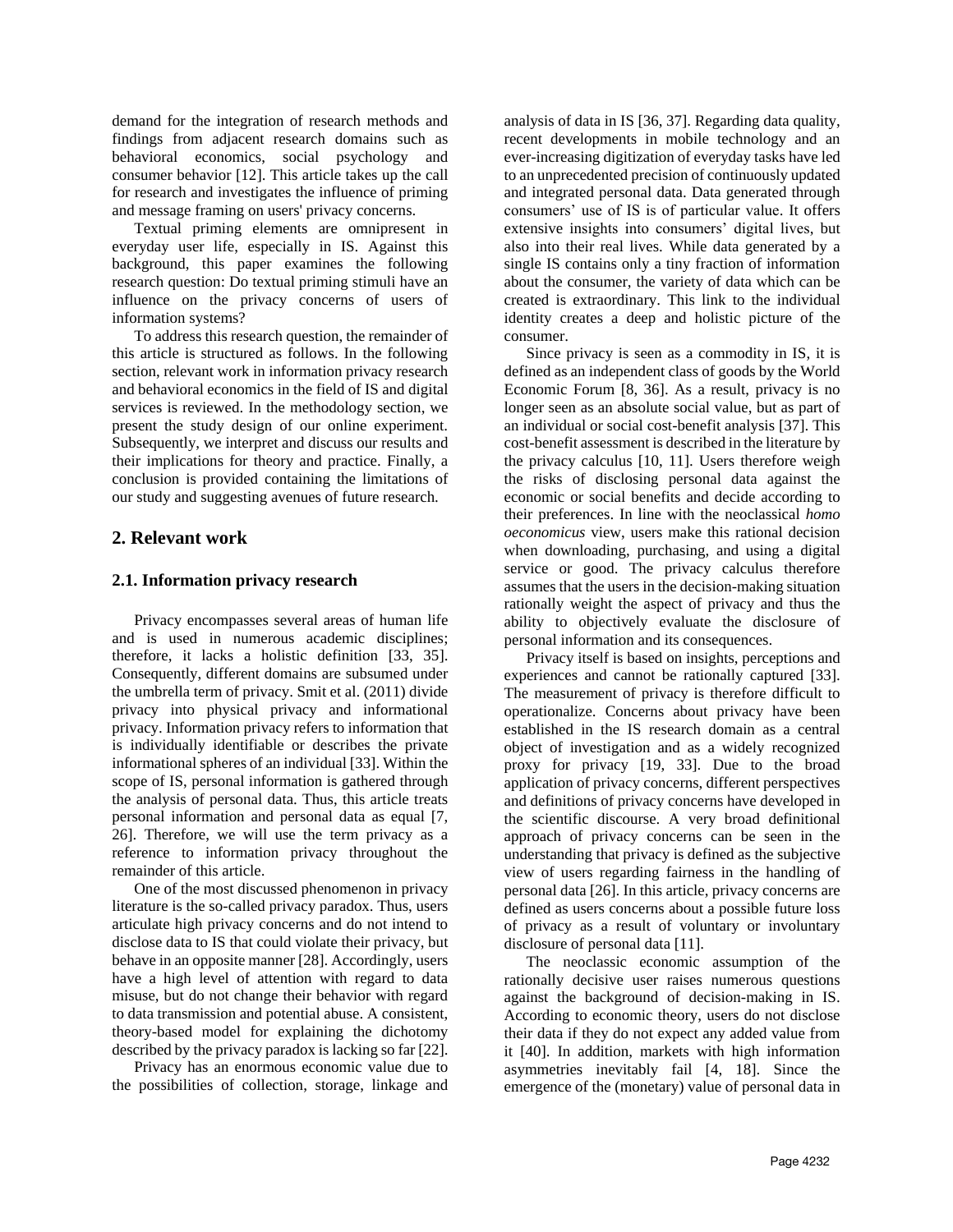demand for the integration of research methods and findings from adjacent research domains such as behavioral economics, social psychology and consumer behavior [12]. This article takes up the call for research and investigates the influence of priming and message framing on users' privacy concerns.

Textual priming elements are omnipresent in everyday user life, especially in IS. Against this background, this paper examines the following research question: Do textual priming stimuli have an influence on the privacy concerns of users of information systems?

To address this research question, the remainder of this article is structured as follows. In the following section, relevant work in information privacy research and behavioral economics in the field of IS and digital services is reviewed. In the methodology section, we present the study design of our online experiment. Subsequently, we interpret and discuss our results and their implications for theory and practice. Finally, a conclusion is provided containing the limitations of our study and suggesting avenues of future research.

## 2. Relevant work

### 2.1. Information privacy research

Privacy encompasses several areas of human life and is used in numerous academic disciplines; therefore, it lacks a holistic definition [33, 35]. Consequently, different domains are subsumed under the umbrella term of privacy. Smit et al. (2011) divide privacy into physical privacy and informational privacy. Information privacy refers to information that is individually identifiable or describes the private informational spheres of an individual [33]. Within the scope of IS, personal information is gathered through the analysis of personal data. Thus, this article treats personal information and personal data as equal [7, 26]. Therefore, we will use the term privacy as a reference to information privacy throughout the remainder of this article.

One of the most discussed phenomenon in privacy literature is the so-called privacy paradox. Thus, users articulate high privacy concerns and do not intend to disclose data to IS that could violate their privacy, but behave in an opposite manner [28]. Accordingly, users have a high level of attention with regard to data misuse, but do not change their behavior with regard to data transmission and potential abuse. A consistent, theory-based model for explaining the dichotomy described by the privacy paradox is lacking so far [22].

Privacy has an enormous economic value due to the possibilities of collection, storage, linkage and analysis of data in IS [36, 37]. Regarding data quality, recent developments in mobile technology and an ever-increasing digitization of everyday tasks have led to an unprecedented precision of continuously updated and integrated personal data. Data generated through consumers' use of IS is of particular value. It offers extensive insights into consumers' digital lives, but also into their real lives. While data generated by a single IS contains only a tiny fraction of information about the consumer, the variety of data which can be created is extraordinary. This link to the individual identity creates a deep and holistic picture of the consumer.

Since privacy is seen as a commodity in IS, it is defined as an independent class of goods by the World Economic Forum [8, 36]. As a result, privacy is no longer seen as an absolute social value, but as part of an individual or social cost-benefit analysis [37]. This cost-benefit assessment is described in the literature by the privacy calculus [10, 11]. Users therefore weigh the risks of disclosing personal data against the economic or social benefits and decide according to their preferences. In line with the neoclassical *homo oeconomicus* view, users make this rational decision when downloading, purchasing, and using a digital service or good. The privacy calculus therefore assumes that the users in the decision-making situation rationally weight the aspect of privacy and thus the ability to objectively evaluate the disclosure of personal information and its consequences.

Privacy itself is based on insights, perceptions and experiences and cannot be rationally captured [33]. The measurement of privacy is therefore difficult to operationalize. Concerns about privacy have been established in the IS research domain as a central object of investigation and as a widely recognized proxy for privacy [19, 33]. Due to the broad application of privacy concerns, different perspectives and definitions of privacy concerns have developed in the scientific discourse. A very broad definitional approach of privacy concerns can be seen in the understanding that privacy is defined as the subjective view of users regarding fairness in the handling of personal data [26]. In this article, privacy concerns are defined as users concerns about a possible future loss of privacy as a result of voluntary or involuntary disclosure of personal data [11].

The neoclassic economic assumption of the rationally decisive user raises numerous questions against the background of decision-making in IS. According to economic theory, users do not disclose their data if they do not expect any added value from it [40]. In addition, markets with high information asymmetries inevitably fail [4, 18]. Since the emergence of the (monetary) value of personal data in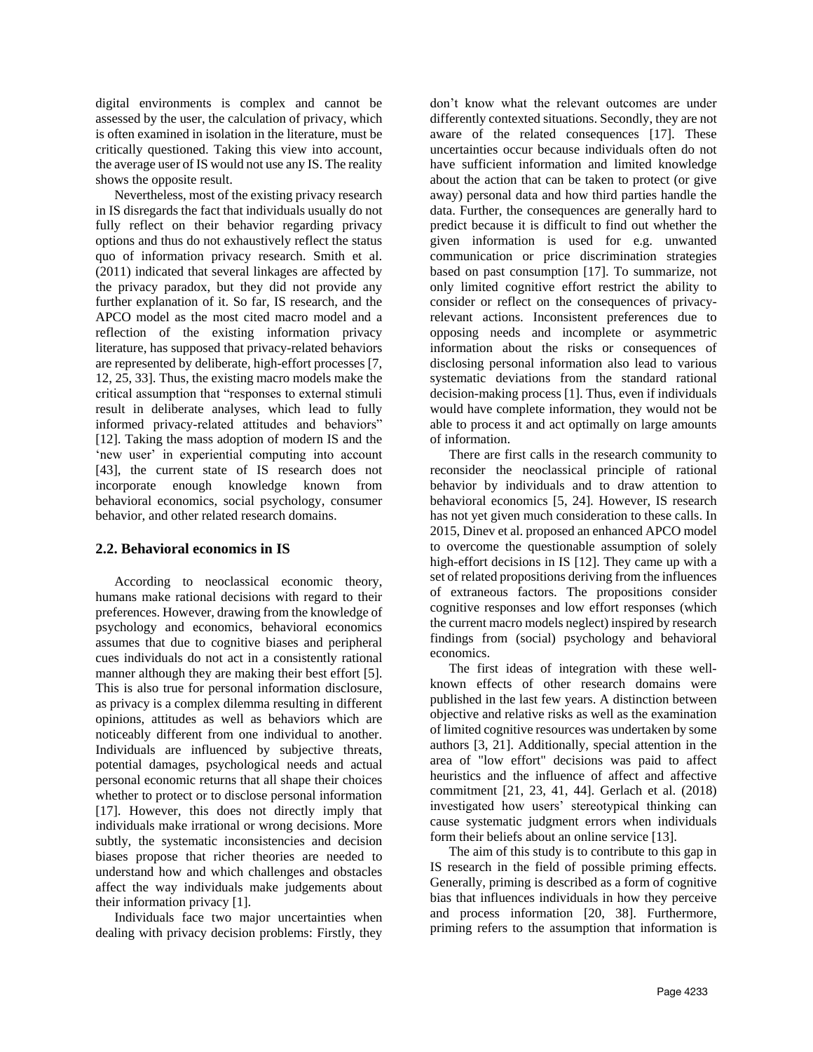digital environments is complex and cannot be assessed by the user, the calculation of privacy, which is often examined in isolation in the literature, must be critically questioned. Taking this view into account, the average user of IS would not use any IS. The reality shows the opposite result.

Nevertheless, most of the existing privacy research in IS disregards the fact that individuals usually do not fully reflect on their behavior regarding privacy options and thus do not exhaustively reflect the status quo of information privacy research. Smith et al. (2011) indicated that several linkages are affected by the privacy paradox, but they did not provide any further explanation of it. So far, IS research, and the APCO model as the most cited macro model and a reflection of the existing information privacy literature, has supposed that privacy-related behaviors are represented by deliberate, high-effort processes [7, 12, 25, 33]. Thus, the existing macro models make the critical assumption that "responses to external stimuli result in deliberate analyses, which lead to fully informed privacy-related attitudes and behaviors" [12]. Taking the mass adoption of modern IS and the 'new user' in experiential computing into account [43], the current state of IS research does not incorporate enough knowledge known from behavioral economics, social psychology, consumer behavior, and other related research domains.

## 2.2. Behavioral economics in IS

According to neoclassical economic theory, humans make rational decisions with regard to their preferences. However, drawing from the knowledge of psychology and economics, behavioral economics assumes that due to cognitive biases and peripheral cues individuals do not act in a consistently rational manner although they are making their best effort [5]. This is also true for personal information disclosure, as privacy is a complex dilemma resulting in different opinions, attitudes as well as behaviors which are noticeably different from one individual to another. Individuals are influenced by subjective threats, potential damages, psychological needs and actual personal economic returns that all shape their choices whether to protect or to disclose personal information [17]. However, this does not directly imply that individuals make irrational or wrong decisions. More subtly, the systematic inconsistencies and decision biases propose that richer theories are needed to understand how and which challenges and obstacles affect the way individuals make judgements about their information privacy [1].

Individuals face two major uncertainties when dealing with privacy decision problems: Firstly, they don't know what the relevant outcomes are under differently contexted situations. Secondly, they are not aware of the related consequences [17]. These uncertainties occur because individuals often do not have sufficient information and limited knowledge about the action that can be taken to protect (or give away) personal data and how third parties handle the data. Further, the consequences are generally hard to predict because it is difficult to find out whether the given information is used for e.g. unwanted communication or price discrimination strategies based on past consumption [17]. To summarize, not only limited cognitive effort restrict the ability to consider or reflect on the consequences of privacy-relevant actions. Inconsistent preferences due to opposing needs and incomplete or asymmetric information about the risks or consequences of disclosing personal information also lead to various systematic deviations from the standard rational decision-making process [1]. Thus, even if individuals would have complete information, they would not be able to process it and act optimally on large amounts of information.

There are first calls in the research community to reconsider the neoclassical principle of rational behavior by individuals and to draw attention to behavioral economics [5, 24]. However, IS research has not yet given much consideration to these calls. In 2015, Dinev et al. proposed an enhanced APCO model to overcome the questionable assumption of solely high-effort decisions in IS [12]. They came up with a set of related propositions deriving from the influences of extraneous factors. The propositions consider cognitive responses and low effort responses (which the current macro models neglect) inspired by research findings from (social) psychology and behavioral economics.

The first ideas of integration with these well-known effects of other research domains were published in the last few years. A distinction between objective and relative risks as well as the examination of limited cognitive resources was undertaken by some authors [3, 21]. Additionally, special attention in the area of "low effort" decisions was paid to affect heuristics and the influence of affect and affective commitment [21, 23, 41, 44]. Gerlach et al. (2018) investigated how users' stereotypical thinking can cause systematic judgment errors when individuals form their beliefs about an online service [13].

The aim of this study is to contribute to this gap in IS research in the field of possible priming effects. Generally, priming is described as a form of cognitive bias that influences individuals in how they perceive and process information [20, 38]. Furthermore, priming refers to the assumption that information is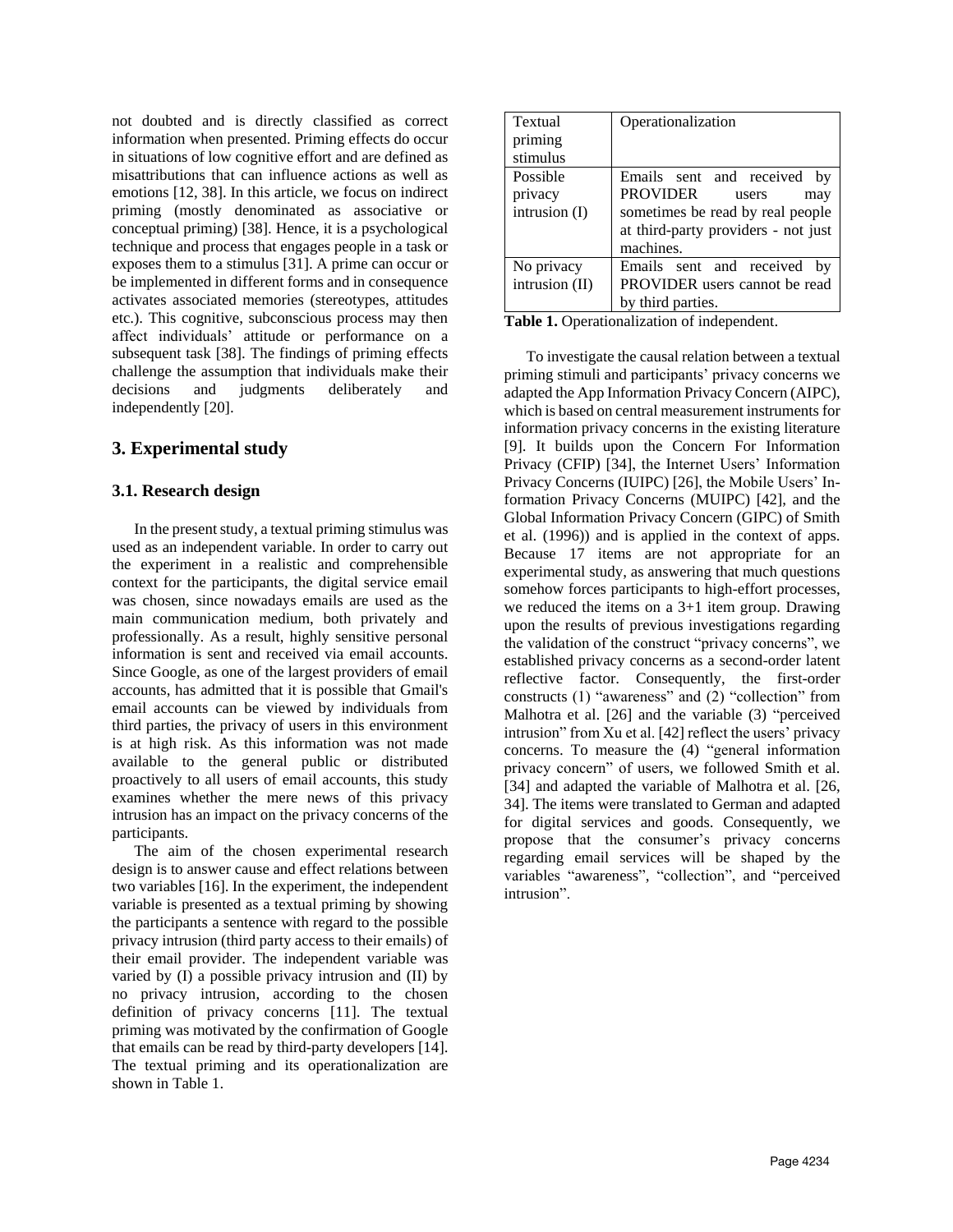not doubted and is directly classified as correct information when presented. Priming effects do occur in situations of low cognitive effort and are defined as misattributions that can influence actions as well as emotions [12, 38]. In this article, we focus on indirect priming (mostly denominated as associative or conceptual priming) [38]. Hence, it is a psychological technique and process that engages people in a task or exposes them to a stimulus [31]. A prime can occur or be implemented in different forms and in consequence activates associated memories (stereotypes, attitudes etc.). This cognitive, subconscious process may then affect individuals' attitude or performance on a subsequent task [38]. The findings of priming effects challenge the assumption that individuals make their decisions and judgments deliberately and independently [20].

## 3. Experimental study

### 3.1. Research design

In the present study, a textual priming stimulus was used as an independent variable. In order to carry out the experiment in a realistic and comprehensible context for the participants, the digital service email was chosen, since nowadays emails are used as the main communication medium, both privately and professionally. As a result, highly sensitive personal information is sent and received via email accounts. Since Google, as one of the largest providers of email accounts, has admitted that it is possible that Gmail's email accounts can be viewed by individuals from third parties, the privacy of users in this environment is at high risk. As this information was not made available to the general public or distributed proactively to all users of email accounts, this study examines whether the mere news of this privacy intrusion has an impact on the privacy concerns of the participants.

The aim of the chosen experimental research design is to answer cause and effect relations between two variables [16]. In the experiment, the independent variable is presented as a textual priming by showing the participants a sentence with regard to the possible privacy intrusion (third party access to their emails) of their email provider. The independent variable was varied by (I) a possible privacy intrusion and (II) by no privacy intrusion, according to the chosen definition of privacy concerns [11]. The textual priming was motivated by the confirmation of Google that emails can be read by third-party developers [14]. The textual priming and its operationalization are shown in Table 1.

| Textual priming stimulus | Operationalization |
| --- | --- |
| Possible privacy intrusion (I) | Emails sent and received by PROVIDER users may sometimes be read by real people at third-party providers - not just machines. |
| No privacy intrusion (II) | Emails sent and received by PROVIDER users cannot be read by third parties. |

**Table 1.** Operationalization of independent.

To investigate the causal relation between a textual priming stimuli and participants' privacy concerns we adapted the App Information Privacy Concern (AIPC), which is based on central measurement instruments for information privacy concerns in the existing literature [9]. It builds upon the Concern For Information Privacy (CFIP) [34], the Internet Users' Information Privacy Concerns (IUIPC) [26], the Mobile Users' Information Privacy Concerns (MUIPC) [42], and the Global Information Privacy Concern (GIPC) of Smith et al. (1996)) and is applied in the context of apps. Because 17 items are not appropriate for an experimental study, as answering that much questions somehow forces participants to high-effort processes, we reduced the items on a 3+1 item group. Drawing upon the results of previous investigations regarding the validation of the construct "privacy concerns", we established privacy concerns as a second-order latent reflective factor. Consequently, the first-order constructs (1) "awareness" and (2) "collection" from Malhotra et al. [26] and the variable (3) "perceived intrusion" from Xu et al. [42] reflect the users' privacy concerns. To measure the (4) "general information privacy concern" of users, we followed Smith et al. [34] and adapted the variable of Malhotra et al. [26, 34]. The items were translated to German and adapted for digital services and goods. Consequently, we propose that the consumer's privacy concerns regarding email services will be shaped by the variables "awareness", "collection", and "perceived intrusion".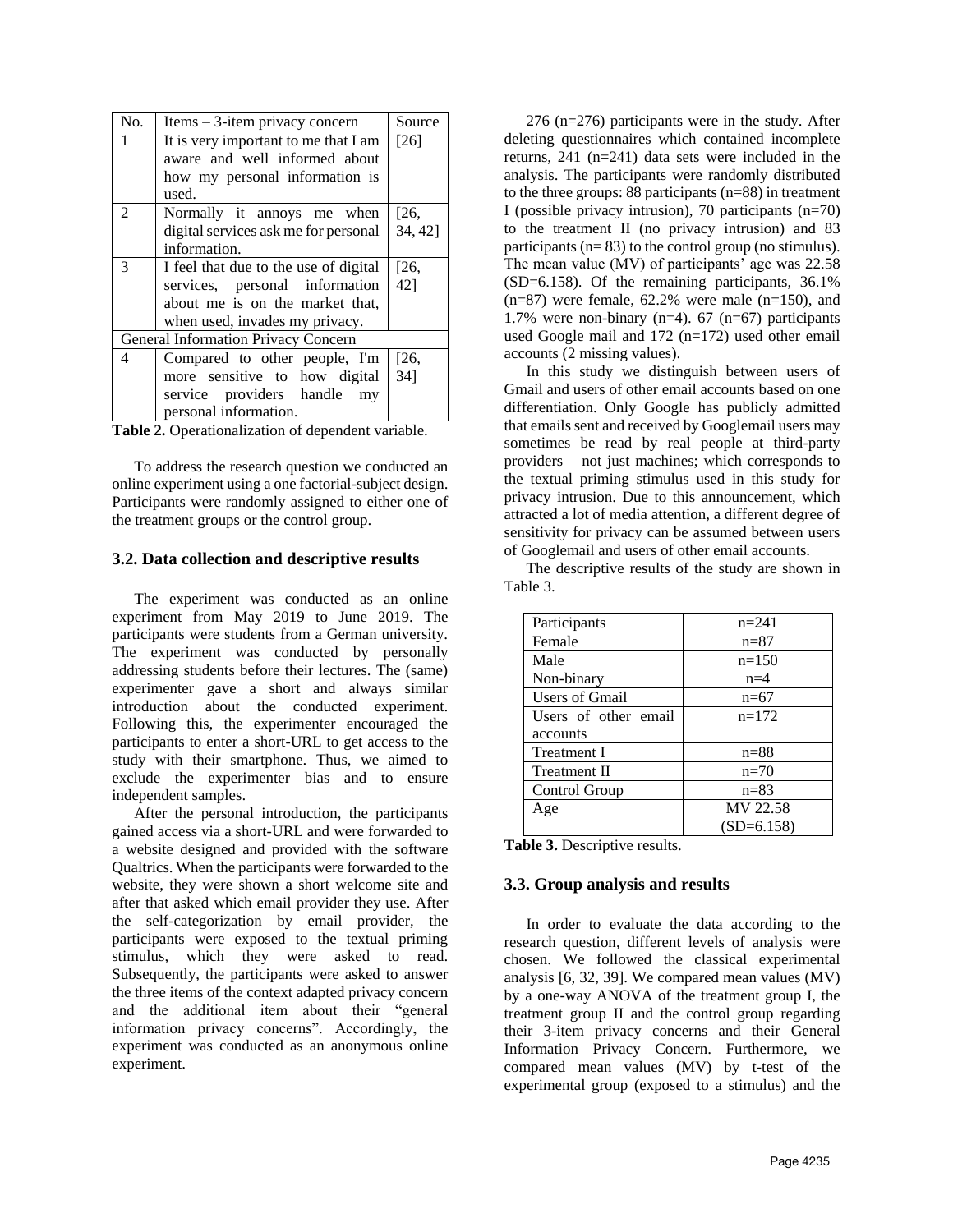| No. | Items – 3-item privacy concern | Source |
|---|---|---|
| 1 | It is very important to me that I am aware and well informed about how my personal information is used. | [26] |
| 2 | Normally it annoys me when digital services ask me for personal information. | [26, 34, 42] |
| 3 | I feel that due to the use of digital services, personal information about me is on the market that, when used, invades my privacy. | [26, 42] |
| General Information Privacy Concern | | |
| 4 | Compared to other people, I'm more sensitive to how digital service providers handle my personal information. | [26, 34] |

**Table 2.** Operationalization of dependent variable.

To address the research question we conducted an online experiment using a one factorial-subject design. Participants were randomly assigned to either one of the treatment groups or the control group.

### 3.2. Data collection and descriptive results

The experiment was conducted as an online experiment from May 2019 to June 2019. The participants were students from a German university. The experiment was conducted by personally addressing students before their lectures. The (same) experimenter gave a short and always similar introduction about the conducted experiment. Following this, the experimenter encouraged the participants to enter a short-URL to get access to the study with their smartphone. Thus, we aimed to exclude the experimenter bias and to ensure independent samples.

After the personal introduction, the participants gained access via a short-URL and were forwarded to a website designed and provided with the software Qualtrics. When the participants were forwarded to the website, they were shown a short welcome site and after that asked which email provider they use. After the self-categorization by email provider, the participants were exposed to the textual priming stimulus, which they were asked to read. Subsequently, the participants were asked to answer the three items of the context adapted privacy concern and the additional item about their "general information privacy concerns". Accordingly, the experiment was conducted as an anonymous online experiment.

276 (n=276) participants were in the study. After deleting questionnaires which contained incomplete returns, 241 (n=241) data sets were included in the analysis. The participants were randomly distributed to the three groups: 88 participants (n=88) in treatment I (possible privacy intrusion), 70 participants (n=70) to the treatment II (no privacy intrusion) and 83 participants (n= 83) to the control group (no stimulus). The mean value (MV) of participants' age was 22.58 (SD=6.158). Of the remaining participants, 36.1% (n=87) were female, 62.2% were male (n=150), and 1.7% were non-binary (n=4). 67 (n=67) participants used Google mail and 172 (n=172) used other email accounts (2 missing values).

In this study we distinguish between users of Gmail and users of other email accounts based on one differentiation. Only Google has publicly admitted that emails sent and received by Googlemail users may sometimes be read by real people at third-party providers – not just machines; which corresponds to the textual priming stimulus used in this study for privacy intrusion. Due to this announcement, which attracted a lot of media attention, a different degree of sensitivity for privacy can be assumed between users of Googlemail and users of other email accounts.

The descriptive results of the study are shown in Table 3.

| Participants | n=241 |
|---|---|
| Female | n=87 |
| Male | n=150 |
| Non-binary | n=4 |
| Users of Gmail | n=67 |
| Users of other email accounts | n=172 |
| Treatment I | n=88 |
| Treatment II | n=70 |
| Control Group | n=83 |
| Age | MV 22.58 (SD=6.158) |

**Table 3.** Descriptive results.

### 3.3. Group analysis and results

In order to evaluate the data according to the research question, different levels of analysis were chosen. We followed the classical experimental analysis [6, 32, 39]. We compared mean values (MV) by a one-way ANOVA of the treatment group I, the treatment group II and the control group regarding their 3-item privacy concerns and their General Information Privacy Concern. Furthermore, we compared mean values (MV) by t-test of the experimental group (exposed to a stimulus) and the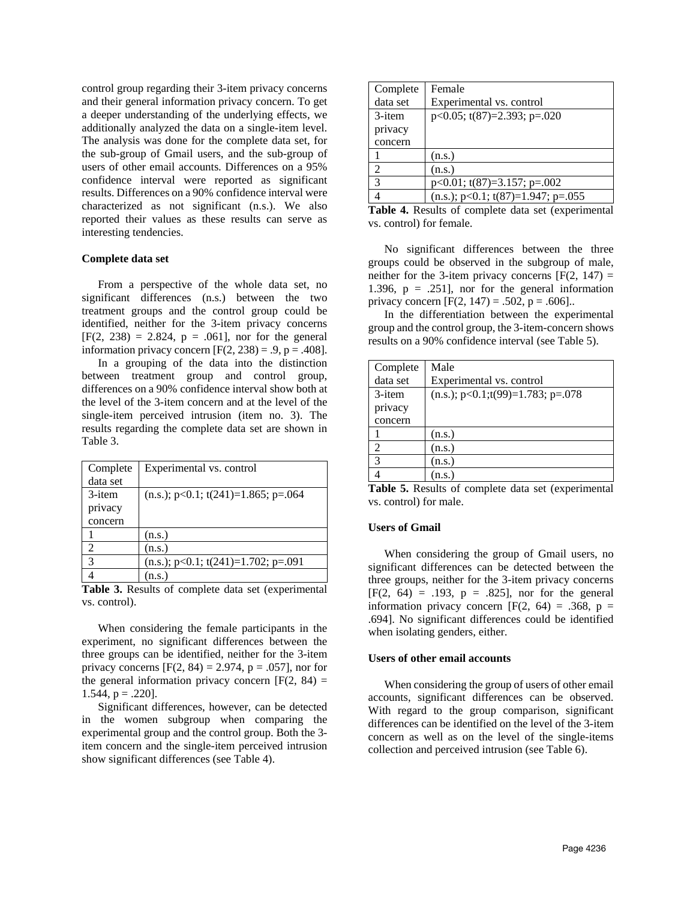control group regarding their 3-item privacy concerns and their general information privacy concern. To get a deeper understanding of the underlying effects, we additionally analyzed the data on a single-item level. The analysis was done for the complete data set, for the sub-group of Gmail users, and the sub-group of users of other email accounts. Differences on a 95% confidence interval were reported as significant results. Differences on a 90% confidence interval were characterized as not significant (n.s.). We also reported their values as these results can serve as interesting tendencies.

**Complete data set**

From a perspective of the whole data set, no significant differences (n.s.) between the two treatment groups and the control group could be identified, neither for the 3-item privacy concerns [$F(2, 238) = 2.824$, $p = .061$], nor for the general information privacy concern [$F(2, 238) = .9$, $p = .408$].

In a grouping of the data into the distinction between treatment group and control group, differences on a 90% confidence interval show both at the level of the 3-item concern and at the level of the single-item perceived intrusion (item no. 3). The results regarding the complete data set are shown in Table 3.

| Complete data set | Experimental vs. control |
|---|---|
| 3-item privacy concern | (n.s.); $p<0.1$; $t(241)=1.865$; $p=.064$ |
| 1 | (n.s.) |
| 2 | (n.s.) |
| 3 | (n.s.); $p<0.1$; $t(241)=1.702$; $p=.091$ |
| 4 | (n.s.) |

**Table 3.** Results of complete data set (experimental vs. control).

When considering the female participants in the experiment, no significant differences between the three groups can be identified, neither for the 3-item privacy concerns [$F(2, 84) = 2.974$, $p = .057$], nor for the general information privacy concern [$F(2, 84) = 1.544$, $p = .220$].

Significant differences, however, can be detected in the women subgroup when comparing the experimental group and the control group. Both the 3-item concern and the single-item perceived intrusion show significant differences (see Table 4).

| Complete data set | Female<br>Experimental vs. control |
|---|---|
| 3-item privacy concern | $p<0.05$; $t(87)=2.393$; $p=.020$ |
| 1 | (n.s.) |
| 2 | (n.s.) |
| 3 | $p<0.01$; $t(87)=3.157$; $p=.002$ |
| 4 | (n.s.); $p<0.1$; $t(87)=1.947$; $p=.055$ |

**Table 4.** Results of complete data set (experimental vs. control) for female.

No significant differences between the three groups could be observed in the subgroup of male, neither for the 3-item privacy concerns [$F(2, 147) = 1.396$, $p = .251$], nor for the general information privacy concern [$F(2, 147) = .502$, $p = .606$]..

In the differentiation between the experimental group and the control group, the 3-item-concern shows results on a 90% confidence interval (see Table 5).

| Complete data set | Male<br>Experimental vs. control |
|---|---|
| 3-item privacy concern | (n.s.); $p<0.1$;$t(99)=1.783$; $p=.078$ |
| 1 | (n.s.) |
| 2 | (n.s.) |
| 3 | (n.s.) |
| 4 | (n.s.) |

**Table 5.** Results of complete data set (experimental vs. control) for male.

**Users of Gmail**

When considering the group of Gmail users, no significant differences can be detected between the three groups, neither for the 3-item privacy concerns [$F(2, 64) = .193$, $p = .825$], nor for the general information privacy concern [$F(2, 64) = .368$, $p = .694$]. No significant differences could be identified when isolating genders, either.

**Users of other email accounts**

When considering the group of users of other email accounts, significant differences can be observed. With regard to the group comparison, significant differences can be identified on the level of the 3-item concern as well as on the level of the single-items collection and perceived intrusion (see Table 6).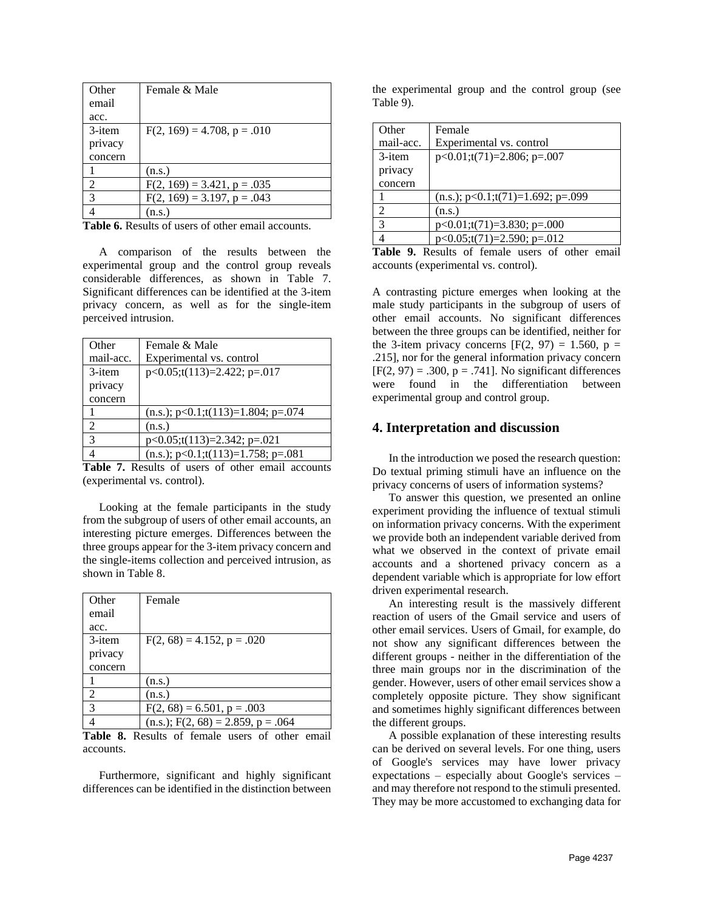| Other email acc. | Female & Male |
|---|---|
| 3-item privacy concern | $F(2, 169) = 4.708$, $p = .010$ |
| 1 | (n.s.) |
| 2 | $F(2, 169) = 3.421$, $p = .035$ |
| 3 | $F(2, 169) = 3.197$, $p = .043$ |
| 4 | (n.s.) |

**Table 6.** Results of users of other email accounts.

A comparison of the results between the experimental group and the control group reveals considerable differences, as shown in Table 7. Significant differences can be identified at the 3-item privacy concern, as well as for the single-item perceived intrusion.

| Other mail-acc. | Female & Male Experimental vs. control |
|---|---|
| 3-item privacy concern | $p<0.05$; $t(113)=2.422$; $p=.017$ |
| 1 | (n.s.); $p<0.1$; $t(113)=1.804$; $p=.074$ |
| 2 | (n.s.) |
| 3 | $p<0.05$; $t(113)=2.342$; $p=.021$ |
| 4 | (n.s.); $p<0.1$; $t(113)=1.758$; $p=.081$ |

**Table 7.** Results of users of other email accounts (experimental vs. control).

Looking at the female participants in the study from the subgroup of users of other email accounts, an interesting picture emerges. Differences between the three groups appear for the 3-item privacy concern and the single-items collection and perceived intrusion, as shown in Table 8.

| Other email acc. | Female |
|---|---|
| 3-item privacy concern | $F(2, 68) = 4.152$, $p = .020$ |
| 1 | (n.s.) |
| 2 | (n.s.) |
| 3 | $F(2, 68) = 6.501$, $p = .003$ |
| 4 | (n.s.); $F(2, 68) = 2.859$, $p = .064$ |

**Table 8.** Results of female users of other email accounts.

Furthermore, significant and highly significant differences can be identified in the distinction between the experimental group and the control group (see Table 9).

| Other mail-acc. | Female Experimental vs. control |
|---|---|
| 3-item privacy concern | $p<0.01$; $t(71)=2.806$; $p=.007$ |
| 1 | (n.s.); $p<0.1$; $t(71)=1.692$; $p=.099$ |
| 2 | (n.s.) |
| 3 | $p<0.01$; $t(71)=3.830$; $p=.000$ |
| 4 | $p<0.05$; $t(71)=2.590$; $p=.012$ |

**Table 9.** Results of female users of other email accounts (experimental vs. control).

A contrasting picture emerges when looking at the male study participants in the subgroup of users of other email accounts. No significant differences between the three groups can be identified, neither for the 3-item privacy concerns [$F(2, 97) = 1.560$, $p = .215$], nor for the general information privacy concern [$F(2, 97) = .300$, $p = .741$]. No significant differences were found in the differentiation between experimental group and control group.

## 4. Interpretation and discussion

In the introduction we posed the research question: Do textual priming stimuli have an influence on the privacy concerns of users of information systems?

To answer this question, we presented an online experiment providing the influence of textual stimuli on information privacy concerns. With the experiment we provide both an independent variable derived from what we observed in the context of private email accounts and a shortened privacy concern as a dependent variable which is appropriate for low effort driven experimental research.

An interesting result is the massively different reaction of users of the Gmail service and users of other email services. Users of Gmail, for example, do not show any significant differences between the different groups - neither in the differentiation of the three main groups nor in the discrimination of the gender. However, users of other email services show a completely opposite picture. They show significant and sometimes highly significant differences between the different groups.

A possible explanation of these interesting results can be derived on several levels. For one thing, users of Google's services may have lower privacy expectations – especially about Google's services – and may therefore not respond to the stimuli presented. They may be more accustomed to exchanging data for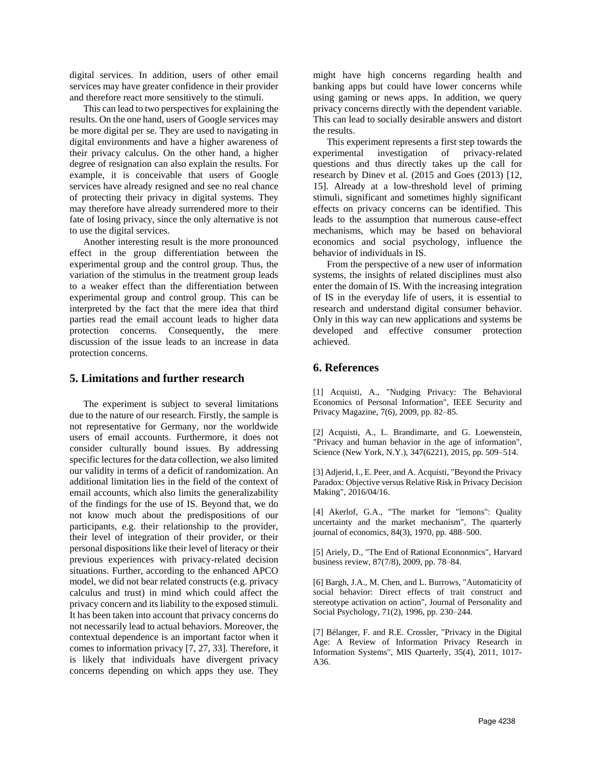digital services. In addition, users of other email services may have greater confidence in their provider and therefore react more sensitively to the stimuli.

This can lead to two perspectives for explaining the results. On the one hand, users of Google services may be more digital per se. They are used to navigating in digital environments and have a higher awareness of their privacy calculus. On the other hand, a higher degree of resignation can also explain the results. For example, it is conceivable that users of Google services have already resigned and see no real chance of protecting their privacy in digital systems. They may therefore have already surrendered more to their fate of losing privacy, since the only alternative is not to use the digital services.

Another interesting result is the more pronounced effect in the group differentiation between the experimental group and the control group. Thus, the variation of the stimulus in the treatment group leads to a weaker effect than the differentiation between experimental group and control group. This can be interpreted by the fact that the mere idea that third parties read the email account leads to higher data protection concerns. Consequently, the mere discussion of the issue leads to an increase in data protection concerns.

## 5. Limitations and further research

The experiment is subject to several limitations due to the nature of our research. Firstly, the sample is not representative for Germany, nor the worldwide users of email accounts. Furthermore, it does not consider culturally bound issues. By addressing specific lectures for the data collection, we also limited our validity in terms of a deficit of randomization. An additional limitation lies in the field of the context of email accounts, which also limits the generalizability of the findings for the use of IS. Beyond that, we do not know much about the predispositions of our participants, e.g. their relationship to the provider, their level of integration of their provider, or their personal dispositions like their level of literacy or their previous experiences with privacy-related decision situations. Further, according to the enhanced APCO model, we did not bear related constructs (e.g. privacy calculus and trust) in mind which could affect the privacy concern and its liability to the exposed stimuli. It has been taken into account that privacy concerns do not necessarily lead to actual behaviors. Moreover, the contextual dependence is an important factor when it comes to information privacy [7, 27, 33]. Therefore, it is likely that individuals have divergent privacy concerns depending on which apps they use. They might have high concerns regarding health and banking apps but could have lower concerns while using gaming or news apps. In addition, we query privacy concerns directly with the dependent variable. This can lead to socially desirable answers and distort the results.

This experiment represents a first step towards the experimental investigation of privacy-related questions and thus directly takes up the call for research by Dinev et al. (2015 and Goes (2013) [12, 15]. Already at a low-threshold level of priming stimuli, significant and sometimes highly significant effects on privacy concerns can be identified. This leads to the assumption that numerous cause-effect mechanisms, which may be based on behavioral economics and social psychology, influence the behavior of individuals in IS.

From the perspective of a new user of information systems, the insights of related disciplines must also enter the domain of IS. With the increasing integration of IS in the everyday life of users, it is essential to research and understand digital consumer behavior. Only in this way can new applications and systems be developed and effective consumer protection achieved.

## 6. References

[1] Acquisti, A., "Nudging Privacy: The Behavioral Economics of Personal Information", IEEE Security and Privacy Magazine, 7(6), 2009, pp. 82–85.

[2] Acquisti, A., L. Brandimarte, and G. Loewenstein, "Privacy and human behavior in the age of information", Science (New York, N.Y.), 347(6221), 2015, pp. 509–514.

[3] Adjerid, I., E. Peer, and A. Acquisti, "Beyond the Privacy Paradox: Objective versus Relative Risk in Privacy Decision Making", 2016/04/16.

[4] Akerlof, G.A., "The market for "lemons": Quality uncertainty and the market mechanism", The quarterly journal of economics, 84(3), 1970, pp. 488–500.

[5] Ariely, D., "The End of Rational Econonmics", Harvard business review, 87(7/8), 2009, pp. 78–84.

[6] Bargh, J.A., M. Chen, and L. Burrows, "Automaticity of social behavior: Direct effects of trait construct and stereotype activation on action", Journal of Personality and Social Psychology, 71(2), 1996, pp. 230–244.

[7] Bélanger, F. and R.E. Crossler, "Privacy in the Digital Age: A Review of Information Privacy Research in Information Systems", MIS Quarterly, 35(4), 2011, 1017-A36.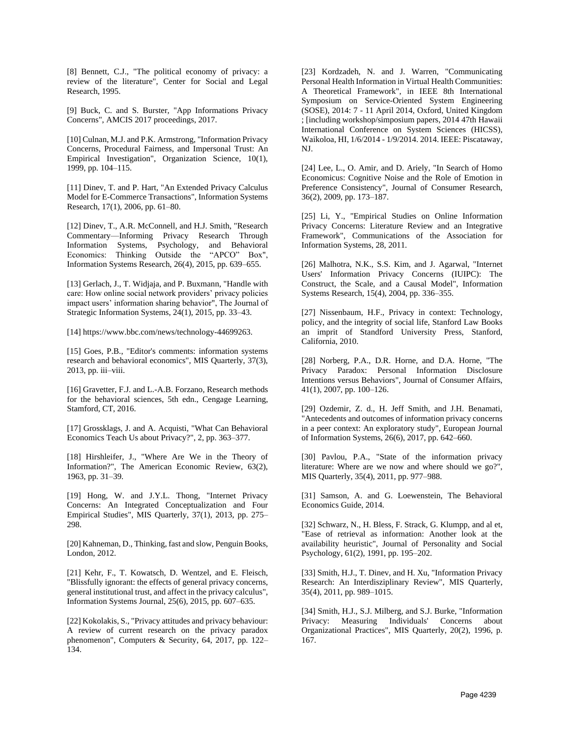[8] Bennett, C.J., "The political economy of privacy: a review of the literature", Center for Social and Legal Research, 1995.

[9] Buck, C. and S. Burster, "App Informations Privacy Concerns", AMCIS 2017 proceedings, 2017.

[10] Culnan, M.J. and P.K. Armstrong, "Information Privacy Concerns, Procedural Fairness, and Impersonal Trust: An Empirical Investigation", Organization Science, 10(1), 1999, pp. 104–115.

[11] Dinev, T. and P. Hart, "An Extended Privacy Calculus Model for E-Commerce Transactions", Information Systems Research, 17(1), 2006, pp. 61–80.

[12] Dinev, T., A.R. McConnell, and H.J. Smith, "Research Commentary—Informing Privacy Research Through Information Systems, Psychology, and Behavioral Economics: Thinking Outside the "APCO" Box", Information Systems Research, 26(4), 2015, pp. 639–655.

[13] Gerlach, J., T. Widjaja, and P. Buxmann, "Handle with care: How online social network providers' privacy policies impact users' information sharing behavior", The Journal of Strategic Information Systems, 24(1), 2015, pp. 33–43.

[14] https://www.bbc.com/news/technology-44699263.

[15] Goes, P.B., "Editor's comments: information systems research and behavioral economics", MIS Quarterly, 37(3), 2013, pp. iii–viii.

[16] Gravetter, F.J. and L.-A.B. Forzano, Research methods for the behavioral sciences, 5th edn., Cengage Learning, Stamford, CT, 2016.

[17] Grossklags, J. and A. Acquisti, "What Can Behavioral Economics Teach Us about Privacy?", 2, pp. 363–377.

[18] Hirshleifer, J., "Where Are We in the Theory of Information?", The American Economic Review, 63(2), 1963, pp. 31–39.

[19] Hong, W. and J.Y.L. Thong, "Internet Privacy Concerns: An Integrated Conceptualization and Four Empirical Studies", MIS Quarterly, 37(1), 2013, pp. 275–298.

[20] Kahneman, D., Thinking, fast and slow, Penguin Books, London, 2012.

[21] Kehr, F., T. Kowatsch, D. Wentzel, and E. Fleisch, "Blissfully ignorant: the effects of general privacy concerns, general institutional trust, and affect in the privacy calculus", Information Systems Journal, 25(6), 2015, pp. 607–635.

[22] Kokolakis, S., "Privacy attitudes and privacy behaviour: A review of current research on the privacy paradox phenomenon", Computers & Security, 64, 2017, pp. 122–134.

[23] Kordzadeh, N. and J. Warren, "Communicating Personal Health Information in Virtual Health Communities: A Theoretical Framework", in IEEE 8th International Symposium on Service-Oriented System Engineering (SOSE), 2014: 7 - 11 April 2014, Oxford, United Kingdom ; [including workshop/simposium papers, 2014 47th Hawaii International Conference on System Sciences (HICSS), Waikoloa, HI, 1/6/2014 - 1/9/2014. 2014. IEEE: Piscataway, NJ.

[24] Lee, L., O. Amir, and D. Ariely, "In Search of Homo Economicus: Cognitive Noise and the Role of Emotion in Preference Consistency", Journal of Consumer Research, 36(2), 2009, pp. 173–187.

[25] Li, Y., "Empirical Studies on Online Information Privacy Concerns: Literature Review and an Integrative Framework", Communications of the Association for Information Systems, 28, 2011.

[26] Malhotra, N.K., S.S. Kim, and J. Agarwal, "Internet Users' Information Privacy Concerns (IUIPC): The Construct, the Scale, and a Causal Model", Information Systems Research, 15(4), 2004, pp. 336–355.

[27] Nissenbaum, H.F., Privacy in context: Technology, policy, and the integrity of social life, Stanford Law Books an imprit of Standford University Press, Stanford, California, 2010.

[28] Norberg, P.A., D.R. Horne, and D.A. Horne, "The Privacy Paradox: Personal Information Disclosure Intentions versus Behaviors", Journal of Consumer Affairs, 41(1), 2007, pp. 100–126.

[29] Ozdemir, Z. d., H. Jeff Smith, and J.H. Benamati, "Antecedents and outcomes of information privacy concerns in a peer context: An exploratory study", European Journal of Information Systems, 26(6), 2017, pp. 642–660.

[30] Pavlou, P.A., "State of the information privacy literature: Where are we now and where should we go?", MIS Quarterly, 35(4), 2011, pp. 977–988.

[31] Samson, A. and G. Loewenstein, The Behavioral Economics Guide, 2014.

[32] Schwarz, N., H. Bless, F. Strack, G. Klumpp, and al et, "Ease of retrieval as information: Another look at the availability heuristic", Journal of Personality and Social Psychology, 61(2), 1991, pp. 195–202.

[33] Smith, H.J., T. Dinev, and H. Xu, "Information Privacy Research: An Interdisziplinary Review", MIS Quarterly, 35(4), 2011, pp. 989–1015.

[34] Smith, H.J., S.J. Milberg, and S.J. Burke, "Information Privacy: Measuring Individuals' Concerns about Organizational Practices", MIS Quarterly, 20(2), 1996, p. 167.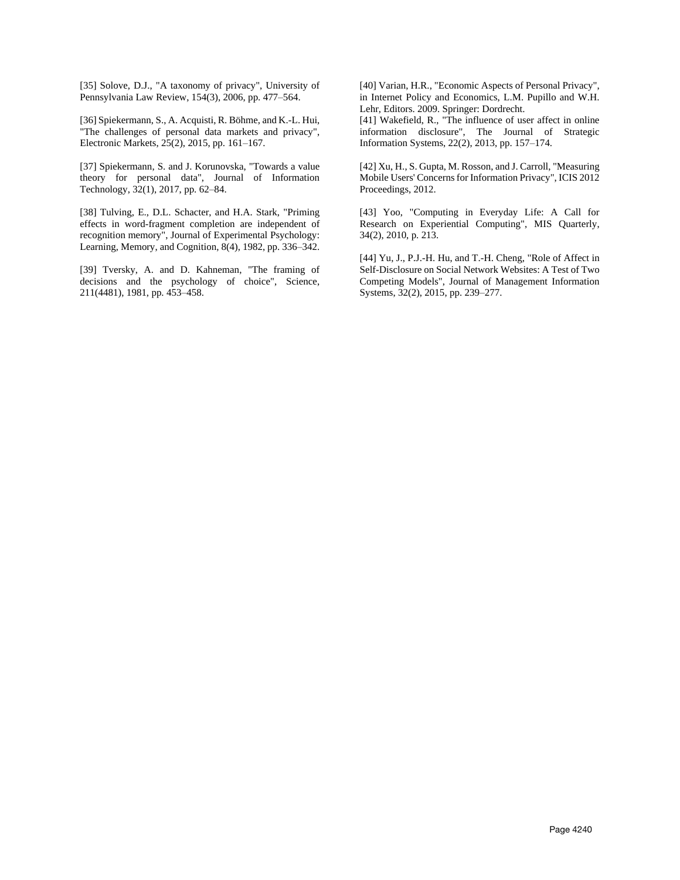[35] Solove, D.J., "A taxonomy of privacy", University of Pennsylvania Law Review, 154(3), 2006, pp. 477–564.

[36] Spiekermann, S., A. Acquisti, R. Böhme, and K.-L. Hui, "The challenges of personal data markets and privacy", Electronic Markets, 25(2), 2015, pp. 161–167.

[37] Spiekermann, S. and J. Korunovska, "Towards a value theory for personal data", Journal of Information Technology, 32(1), 2017, pp. 62–84.

[38] Tulving, E., D.L. Schacter, and H.A. Stark, "Priming effects in word-fragment completion are independent of recognition memory", Journal of Experimental Psychology: Learning, Memory, and Cognition, 8(4), 1982, pp. 336–342.

[39] Tversky, A. and D. Kahneman, "The framing of decisions and the psychology of choice", Science, 211(4481), 1981, pp. 453–458.

[40] Varian, H.R., "Economic Aspects of Personal Privacy", in Internet Policy and Economics, L.M. Pupillo and W.H. Lehr, Editors. 2009. Springer: Dordrecht.

[41] Wakefield, R., "The influence of user affect in online information disclosure", The Journal of Strategic Information Systems, 22(2), 2013, pp. 157–174.

[42] Xu, H., S. Gupta, M. Rosson, and J. Carroll, "Measuring Mobile Users' Concerns for Information Privacy", ICIS 2012 Proceedings, 2012.

[43] Yoo, "Computing in Everyday Life: A Call for Research on Experiential Computing", MIS Quarterly, 34(2), 2010, p. 213.

[44] Yu, J., P.J.-H. Hu, and T.-H. Cheng, "Role of Affect in Self-Disclosure on Social Network Websites: A Test of Two Competing Models", Journal of Management Information Systems, 32(2), 2015, pp. 239–277.